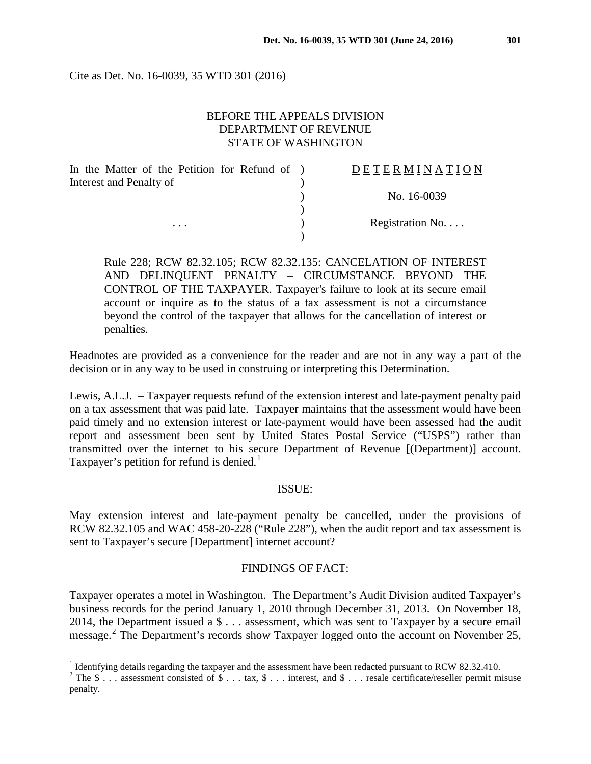Cite as Det. No. 16-0039, 35 WTD 301 (2016)

BEFORE THE APPEALS DIVISION
DEPARTMENT OF REVENUE
STATE OF WASHINGTON

| | | |
|---|---|---|
| In the Matter of the Petition for Refund of Interest and Penalty of | ) | DETERMINATION |
| | ) | No. 16-0039 |
| . . . | ) | Registration No. . . . |

Rule 228; RCW 82.32.105; RCW 82.32.135: CANCELATION OF INTEREST AND DELINQUENT PENALTY – CIRCUMSTANCE BEYOND THE CONTROL OF THE TAXPAYER. Taxpayer's failure to look at its secure email account or inquire as to the status of a tax assessment is not a circumstance beyond the control of the taxpayer that allows for the cancellation of interest or penalties.

Headnotes are provided as a convenience for the reader and are not in any way a part of the decision or in any way to be used in construing or interpreting this Determination.

Lewis, A.L.J. – Taxpayer requests refund of the extension interest and late-payment penalty paid on a tax assessment that was paid late. Taxpayer maintains that the assessment would have been paid timely and no extension interest or late-payment would have been assessed had the audit report and assessment been sent by United States Postal Service ("USPS") rather than transmitted over the internet to his secure Department of Revenue [(Department)] account. Taxpayer's petition for refund is denied.[1]

## ISSUE:

May extension interest and late-payment penalty be cancelled, under the provisions of RCW 82.32.105 and WAC 458-20-228 ("Rule 228"), when the audit report and tax assessment is sent to Taxpayer's secure [Department] internet account?

## FINDINGS OF FACT:

Taxpayer operates a motel in Washington. The Department's Audit Division audited Taxpayer's business records for the period January 1, 2010 through December 31, 2013. On November 18, 2014, the Department issued a $ . . . assessment, which was sent to Taxpayer by a secure email message.[2] The Department's records show Taxpayer logged onto the account on November 25,

[1] Identifying details regarding the taxpayer and the assessment have been redacted pursuant to RCW 82.32.410.

[2] The $ . . . assessment consisted of $ . . . tax, $ . . . interest, and $ . . . resale certificate/reseller permit misuse penalty.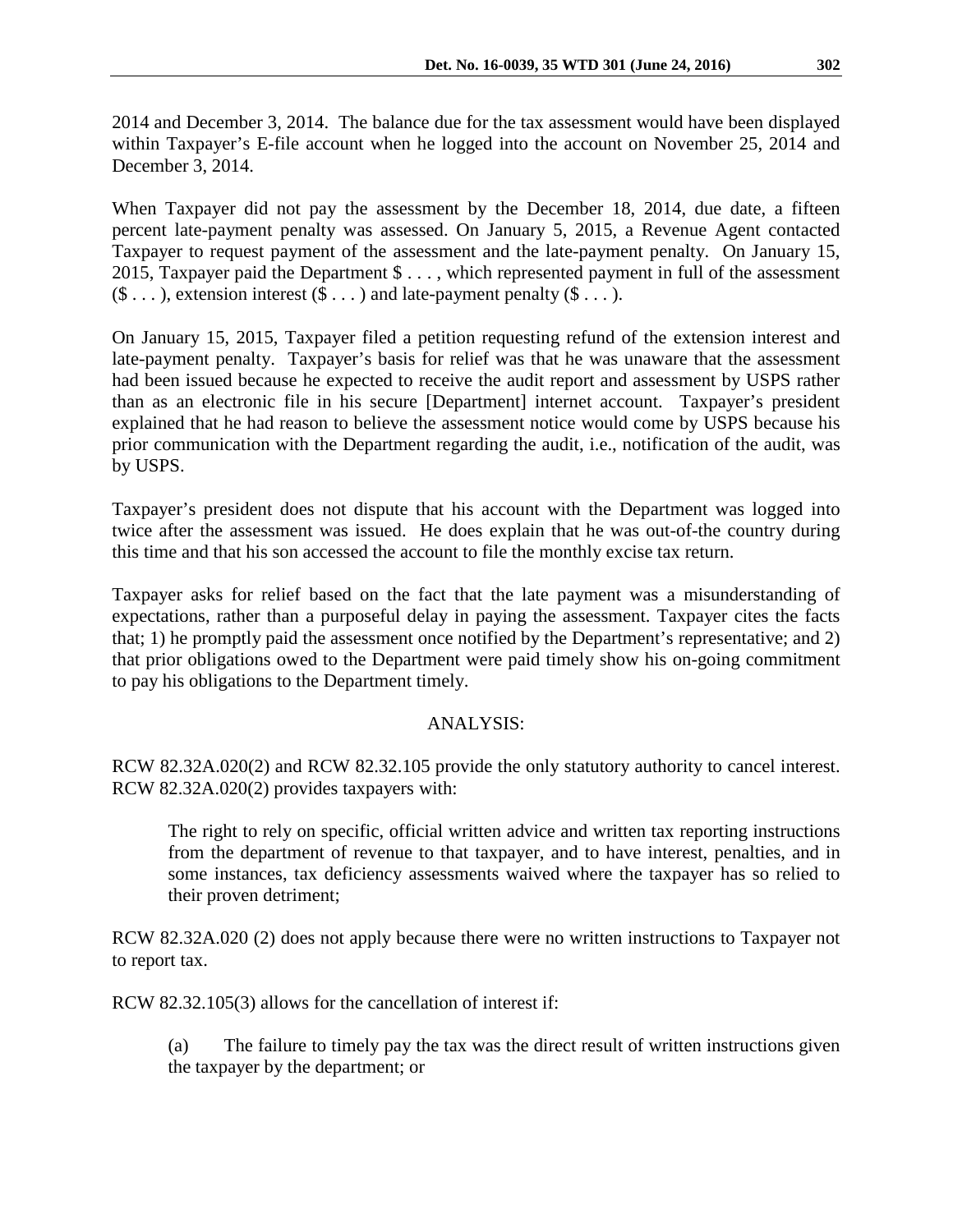2014 and December 3, 2014. The balance due for the tax assessment would have been displayed within Taxpayer's E-file account when he logged into the account on November 25, 2014 and December 3, 2014.

When Taxpayer did not pay the assessment by the December 18, 2014, due date, a fifteen percent late-payment penalty was assessed. On January 5, 2015, a Revenue Agent contacted Taxpayer to request payment of the assessment and the late-payment penalty. On January 15, 2015, Taxpayer paid the Department $ . . . , which represented payment in full of the assessment ($ . . . ), extension interest ($ . . . ) and late-payment penalty ($ . . . ).

On January 15, 2015, Taxpayer filed a petition requesting refund of the extension interest and late-payment penalty. Taxpayer's basis for relief was that he was unaware that the assessment had been issued because he expected to receive the audit report and assessment by USPS rather than as an electronic file in his secure [Department] internet account. Taxpayer's president explained that he had reason to believe the assessment notice would come by USPS because his prior communication with the Department regarding the audit, i.e., notification of the audit, was by USPS.

Taxpayer's president does not dispute that his account with the Department was logged into twice after the assessment was issued. He does explain that he was out-of-the country during this time and that his son accessed the account to file the monthly excise tax return.

Taxpayer asks for relief based on the fact that the late payment was a misunderstanding of expectations, rather than a purposeful delay in paying the assessment. Taxpayer cites the facts that; 1) he promptly paid the assessment once notified by the Department's representative; and 2) that prior obligations owed to the Department were paid timely show his on-going commitment to pay his obligations to the Department timely.

## ANALYSIS:

RCW 82.32A.020(2) and RCW 82.32.105 provide the only statutory authority to cancel interest. RCW 82.32A.020(2) provides taxpayers with:

> The right to rely on specific, official written advice and written tax reporting instructions from the department of revenue to that taxpayer, and to have interest, penalties, and in some instances, tax deficiency assessments waived where the taxpayer has so relied to their proven detriment;

RCW 82.32A.020 (2) does not apply because there were no written instructions to Taxpayer not to report tax.

RCW 82.32.105(3) allows for the cancellation of interest if:

> (a) The failure to timely pay the tax was the direct result of written instructions given the taxpayer by the department; or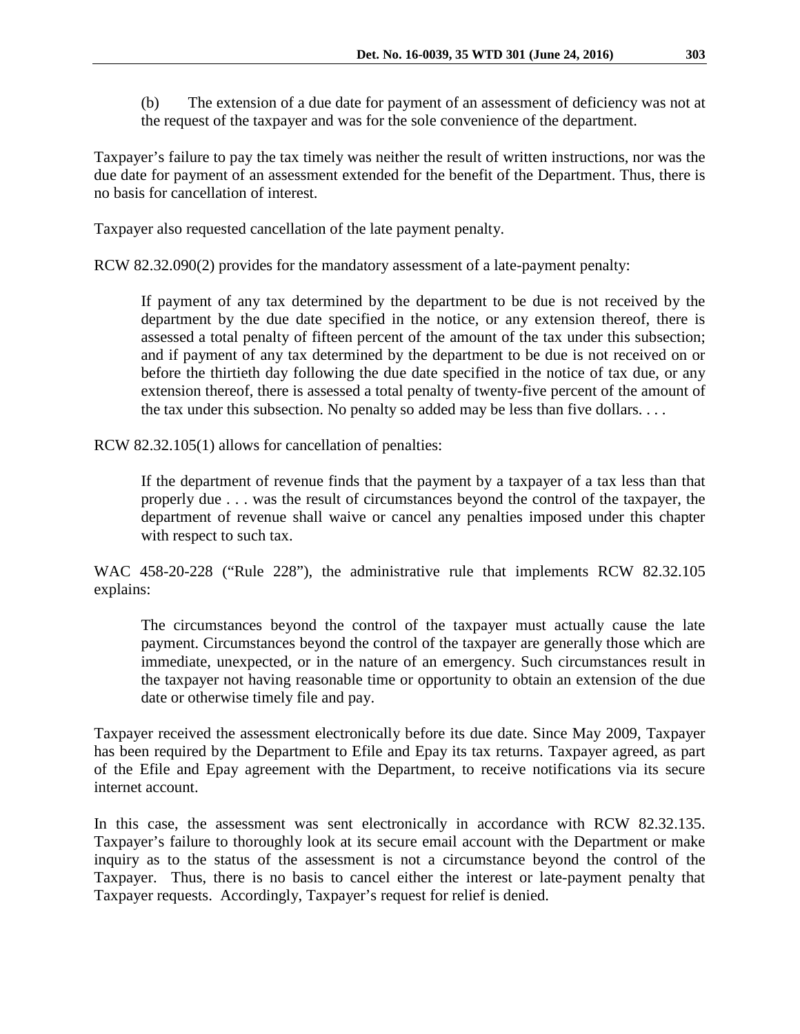> (b) The extension of a due date for payment of an assessment of deficiency was not at the request of the taxpayer and was for the sole convenience of the department.

Taxpayer's failure to pay the tax timely was neither the result of written instructions, nor was the due date for payment of an assessment extended for the benefit of the Department. Thus, there is no basis for cancellation of interest.

Taxpayer also requested cancellation of the late payment penalty.

RCW 82.32.090(2) provides for the mandatory assessment of a late-payment penalty:

> If payment of any tax determined by the department to be due is not received by the department by the due date specified in the notice, or any extension thereof, there is assessed a total penalty of fifteen percent of the amount of the tax under this subsection; and if payment of any tax determined by the department to be due is not received on or before the thirtieth day following the due date specified in the notice of tax due, or any extension thereof, there is assessed a total penalty of twenty-five percent of the amount of the tax under this subsection. No penalty so added may be less than five dollars. . . .

RCW 82.32.105(1) allows for cancellation of penalties:

> If the department of revenue finds that the payment by a taxpayer of a tax less than that properly due . . . was the result of circumstances beyond the control of the taxpayer, the department of revenue shall waive or cancel any penalties imposed under this chapter with respect to such tax.

WAC 458-20-228 ("Rule 228"), the administrative rule that implements RCW 82.32.105 explains:

> The circumstances beyond the control of the taxpayer must actually cause the late payment. Circumstances beyond the control of the taxpayer are generally those which are immediate, unexpected, or in the nature of an emergency. Such circumstances result in the taxpayer not having reasonable time or opportunity to obtain an extension of the due date or otherwise timely file and pay.

Taxpayer received the assessment electronically before its due date. Since May 2009, Taxpayer has been required by the Department to Efile and Epay its tax returns. Taxpayer agreed, as part of the Efile and Epay agreement with the Department, to receive notifications via its secure internet account.

In this case, the assessment was sent electronically in accordance with RCW 82.32.135. Taxpayer's failure to thoroughly look at its secure email account with the Department or make inquiry as to the status of the assessment is not a circumstance beyond the control of the Taxpayer. Thus, there is no basis to cancel either the interest or late-payment penalty that Taxpayer requests. Accordingly, Taxpayer's request for relief is denied.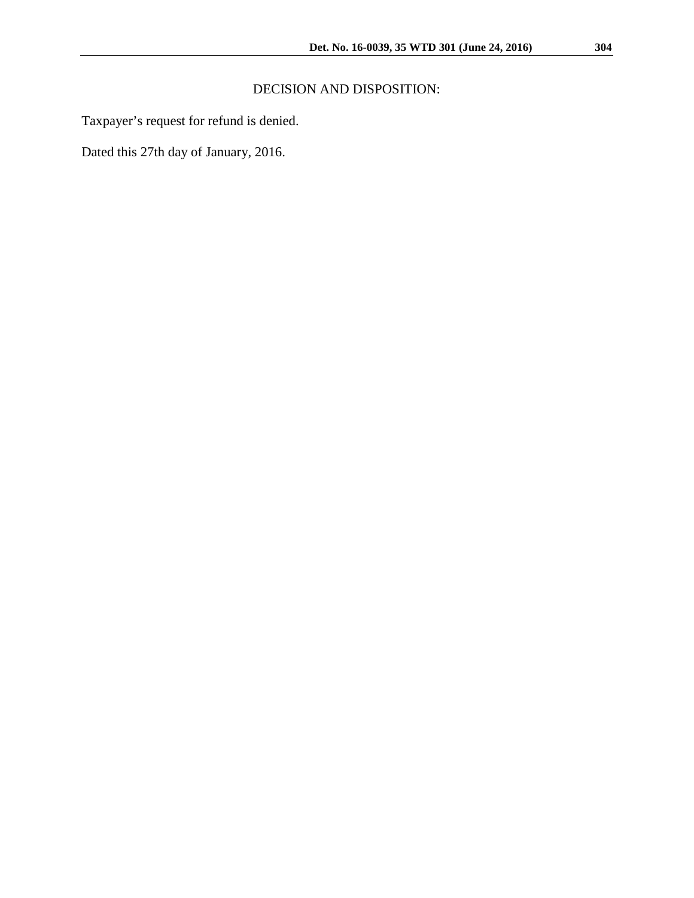DECISION AND DISPOSITION:

Taxpayer's request for refund is denied.

Dated this 27th day of January, 2016.